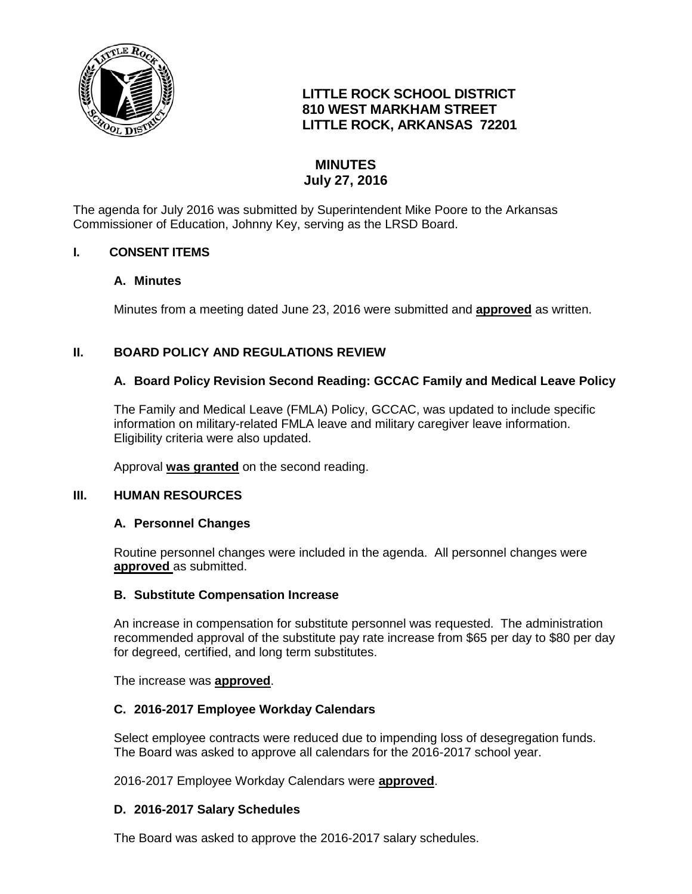**LITTLE ROCK SCHOOL DISTRICT**
**810 WEST MARKHAM STREET**
**LITTLE ROCK, ARKANSAS 72201**

# MINUTES
## July 27, 2016

The agenda for July 2016 was submitted by Superintendent Mike Poore to the Arkansas Commissioner of Education, Johnny Key, serving as the LRSD Board.

## I. CONSENT ITEMS

### A. Minutes

Minutes from a meeting dated June 23, 2016 were submitted and **approved** as written.

## II. BOARD POLICY AND REGULATIONS REVIEW

### A. Board Policy Revision Second Reading: GCCAC Family and Medical Leave Policy

The Family and Medical Leave (FMLA) Policy, GCCAC, was updated to include specific information on military-related FMLA leave and military caregiver leave information. Eligibility criteria were also updated.

Approval **was granted** on the second reading.

## III. HUMAN RESOURCES

### A. Personnel Changes

Routine personnel changes were included in the agenda. All personnel changes were **approved** as submitted.

### B. Substitute Compensation Increase

An increase in compensation for substitute personnel was requested. The administration recommended approval of the substitute pay rate increase from $65 per day to $80 per day for degreed, certified, and long term substitutes.

The increase was **approved**.

### C. 2016-2017 Employee Workday Calendars

Select employee contracts were reduced due to impending loss of desegregation funds. The Board was asked to approve all calendars for the 2016-2017 school year.

2016-2017 Employee Workday Calendars were **approved**.

### D. 2016-2017 Salary Schedules

The Board was asked to approve the 2016-2017 salary schedules.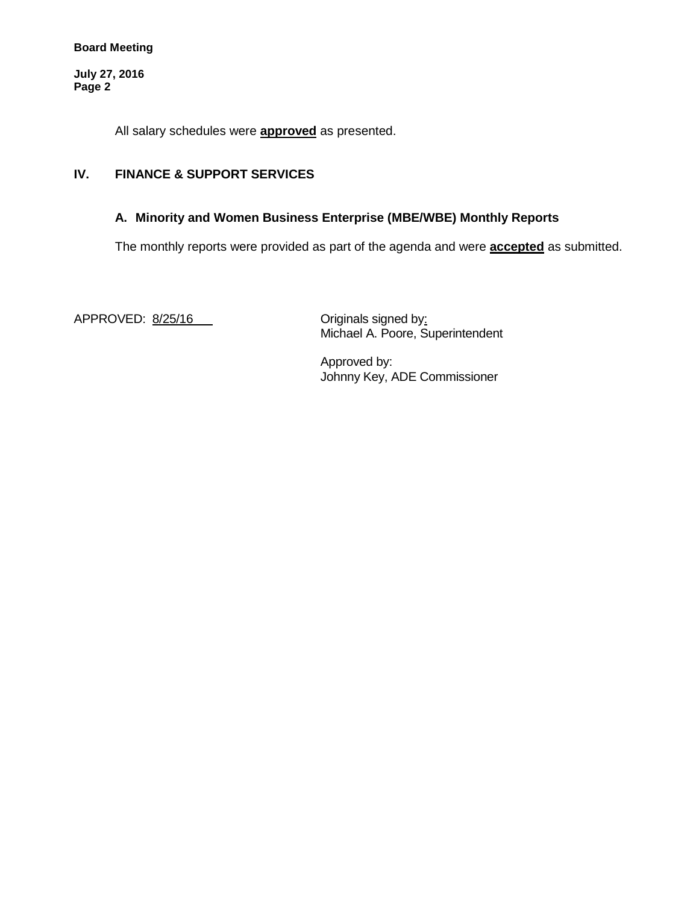All salary schedules were **approved** as presented.

## IV. FINANCE & SUPPORT SERVICES

### A. Minority and Women Business Enterprise (MBE/WBE) Monthly Reports

The monthly reports were provided as part of the agenda and were **accepted** as submitted.

APPROVED: 8/25/16

Originals signed by:
Michael A. Poore, Superintendent

Approved by:
Johnny Key, ADE Commissioner